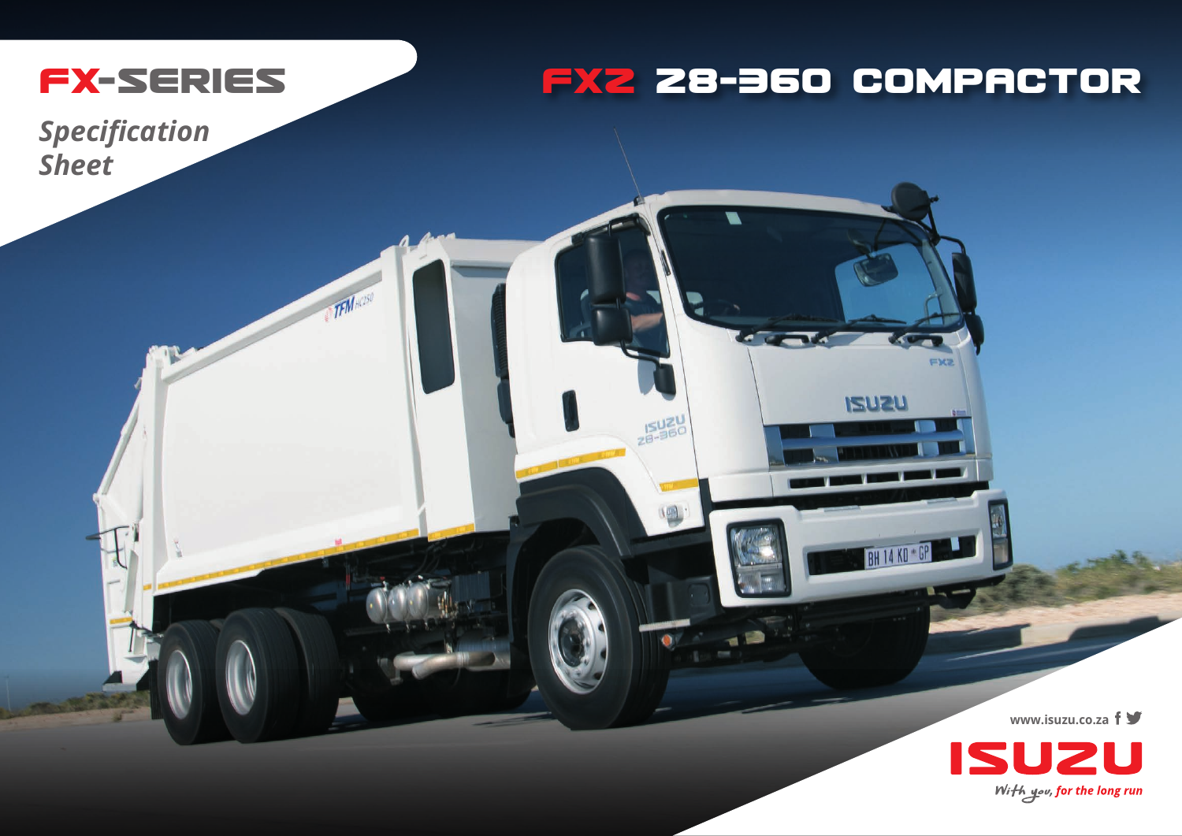# FX-SERIES

*Specification Sheet*

# FXZ 28-360 COMPACTOR

www.isuzu.co.za

ISUZU

*With you, for the long run*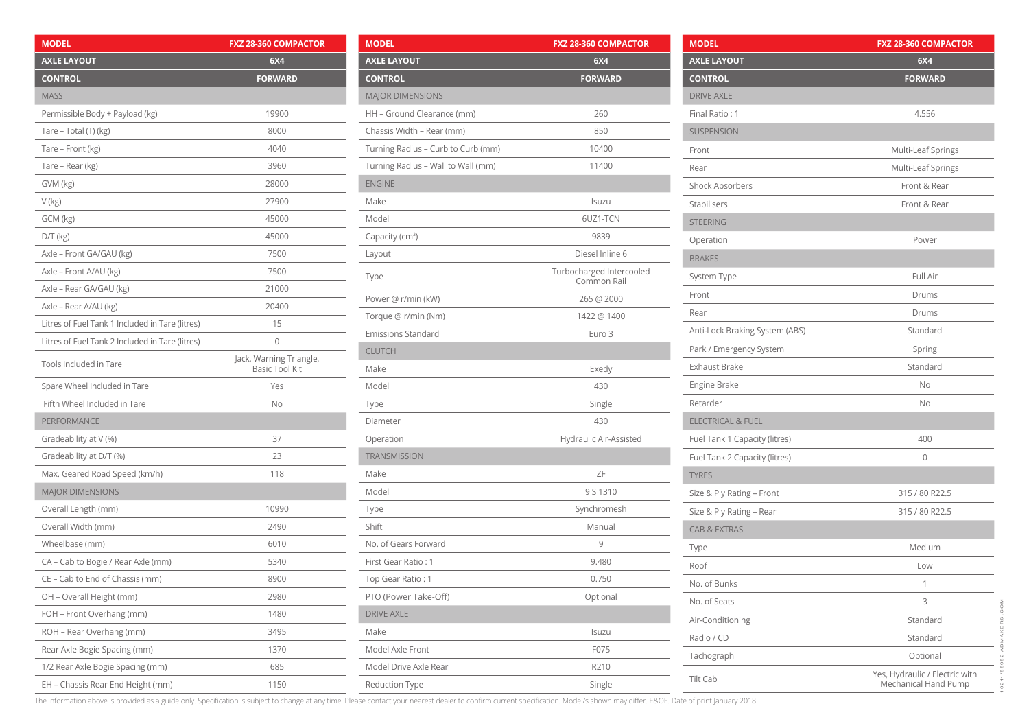| MODEL | FXZ 28-360 COMPACTOR |
|---|---|
| AXLE LAYOUT | 6X4 |
| CONTROL | FORWARD |
| MASS | |
| Permissible Body + Payload (kg) | 19900 |
| Tare – Total (T) (kg) | 8000 |
| Tare – Front (kg) | 4040 |
| Tare – Rear (kg) | 3960 |
| GVM (kg) | 28000 |
| V (kg) | 27900 |
| GCM (kg) | 45000 |
| D/T (kg) | 45000 |
| Axle – Front GA/GAU (kg) | 7500 |
| Axle – Front A/AU (kg) | 7500 |
| Axle – Rear GA/GAU (kg) | 21000 |
| Axle – Rear A/AU (kg) | 20400 |
| Litres of Fuel Tank 1 Included in Tare (litres) | 15 |
| Litres of Fuel Tank 2 Included in Tare (litres) | 0 |
| Tools Included in Tare | Jack, Warning Triangle, Basic Tool Kit |
| Spare Wheel Included in Tare | Yes |
| Fifth Wheel Included in Tare | No |
| PERFORMANCE | |
| Gradeability at V (%) | 37 |
| Gradeability at D/T (%) | 23 |
| Max. Geared Road Speed (km/h) | 118 |
| MAJOR DIMENSIONS | |
| Overall Length (mm) | 10990 |
| Overall Width (mm) | 2490 |
| Wheelbase (mm) | 6010 |
| CA – Cab to Bogie / Rear Axle (mm) | 5340 |
| CE – Cab to End of Chassis (mm) | 8900 |
| OH – Overall Height (mm) | 2980 |
| FOH – Front Overhang (mm) | 1480 |
| ROH – Rear Overhang (mm) | 3495 |
| Rear Axle Bogie Spacing (mm) | 1370 |
| 1/2 Rear Axle Bogie Spacing (mm) | 685 |
| EH – Chassis Rear End Height (mm) | 1150 |

| MODEL | FXZ 28-360 COMPACTOR |
|---|---|
| AXLE LAYOUT | 6X4 |
| CONTROL | FORWARD |
| MAJOR DIMENSIONS | |
| HH – Ground Clearance (mm) | 260 |
| Chassis Width – Rear (mm) | 850 |
| Turning Radius – Curb to Curb (mm) | 10400 |
| Turning Radius – Wall to Wall (mm) | 11400 |
| ENGINE | |
| Make | Isuzu |
| Model | 6UZ1-TCN |
| Capacity (cm³) | 9839 |
| Layout | Diesel Inline 6 |
| Type | Turbocharged Intercooled Common Rail |
| Power @ r/min (kW) | 265 @ 2000 |
| Torque @ r/min (Nm) | 1422 @ 1400 |
| Emissions Standard | Euro 3 |
| CLUTCH | |
| Make | Exedy |
| Model | 430 |
| Type | Single |
| Diameter | 430 |
| Operation | Hydraulic Air-Assisted |
| TRANSMISSION | |
| Make | ZF |
| Model | 9 S 1310 |
| Type | Synchromesh |
| Shift | Manual |
| No. of Gears Forward | 9 |
| First Gear Ratio : 1 | 9.480 |
| Top Gear Ratio : 1 | 0.750 |
| PTO (Power Take-Off) | Optional |
| DRIVE AXLE | |
| Make | Isuzu |
| Model Axle Front | F075 |
| Model Drive Axle Rear | R210 |
| Reduction Type | Single |

| MODEL | FXZ 28-360 COMPACTOR |
|---|---|
| AXLE LAYOUT | 6X4 |
| CONTROL | FORWARD |
| DRIVE AXLE | |
| Final Ratio : 1 | 4.556 |
| SUSPENSION | |
| Front | Multi-Leaf Springs |
| Rear | Multi-Leaf Springs |
| Shock Absorbers | Front & Rear |
| Stabilisers | Front & Rear |
| STEERING | |
| Operation | Power |
| BRAKES | |
| System Type | Full Air |
| Front | Drums |
| Rear | Drums |
| Anti-Lock Braking System (ABS) | Standard |
| Park / Emergency System | Spring |
| Exhaust Brake | Standard |
| Engine Brake | No |
| Retarder | No |
| ELECTRICAL & FUEL | |
| Fuel Tank 1 Capacity (litres) | 400 |
| Fuel Tank 2 Capacity (litres) | 0 |
| TYRES | |
| Size & Ply Rating – Front | 315 / 80 R22.5 |
| Size & Ply Rating – Rear | 315 / 80 R22.5 |
| CAB & EXTRAS | |
| Type | Medium |
| Roof | Low |
| No. of Bunks | 1 |
| No. of Seats | 3 |
| Air-Conditioning | Standard |
| Radio / CD | Standard |
| Tachograph | Optional |
| Tilt Cab | Yes, Hydraulic / Electric with Mechanical Hand Pump |

The information above is provided as a guide only. Specification is subject to change at any time. Please contact your nearest dealer to confirm current specification. Model/s shown may differ. E&OE. Date of print January 2018.